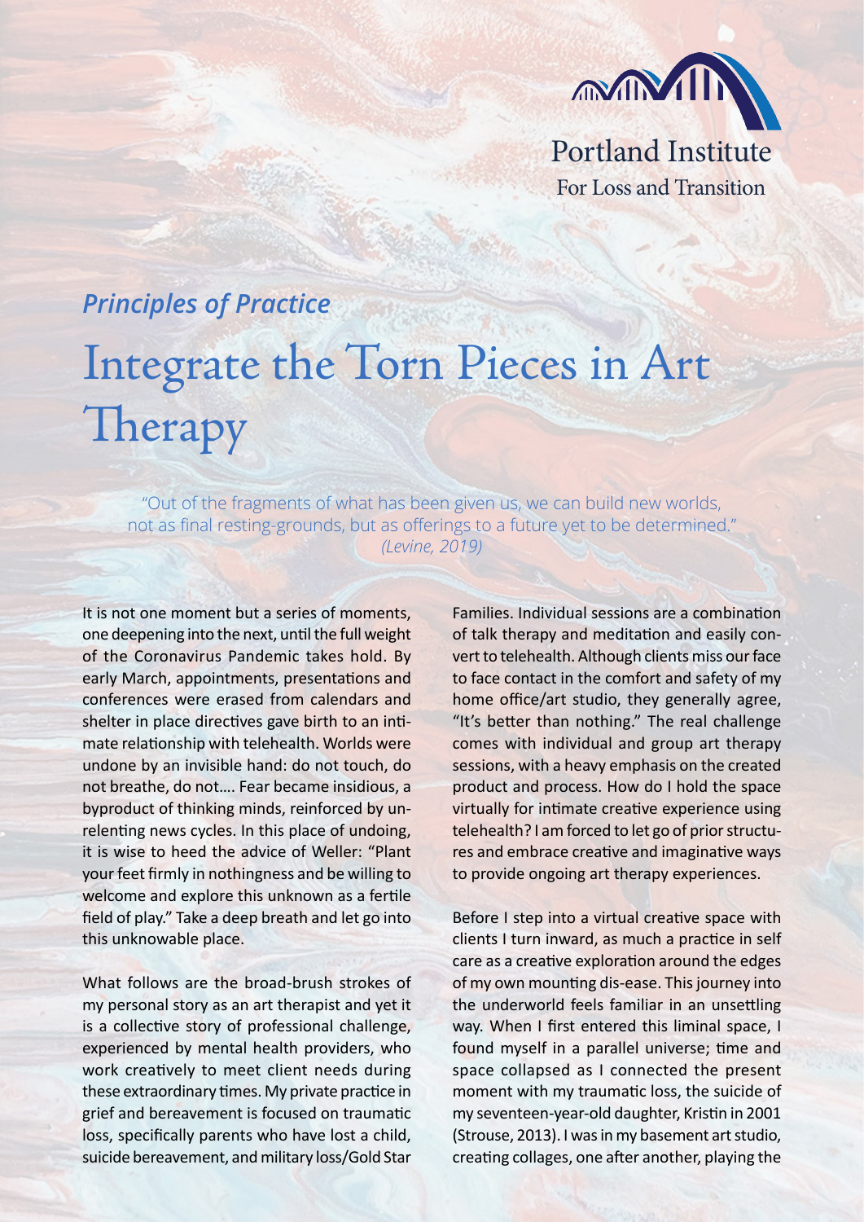Portland Institute
For Loss and Transition

***Principles of Practice***

# Integrate the Torn Pieces in Art Therapy

"Out of the fragments of what has been given us, we can build new worlds, not as final resting-grounds, but as offerings to a future yet to be determined." *(Levine, 2019)*

It is not one moment but a series of moments, one deepening into the next, until the full weight of the Coronavirus Pandemic takes hold. By early March, appointments, presentations and conferences were erased from calendars and shelter in place directives gave birth to an intimate relationship with telehealth. Worlds were undone by an invisible hand: do not touch, do not breathe, do not…. Fear became insidious, a byproduct of thinking minds, reinforced by unrelenting news cycles. In this place of undoing, it is wise to heed the advice of Weller: "Plant your feet firmly in nothingness and be willing to welcome and explore this unknown as a fertile field of play." Take a deep breath and let go into this unknowable place.

What follows are the broad-brush strokes of my personal story as an art therapist and yet it is a collective story of professional challenge, experienced by mental health providers, who work creatively to meet client needs during these extraordinary times. My private practice in grief and bereavement is focused on traumatic loss, specifically parents who have lost a child, suicide bereavement, and military loss/Gold Star Families. Individual sessions are a combination of talk therapy and meditation and easily convert to telehealth. Although clients miss our face to face contact in the comfort and safety of my home office/art studio, they generally agree, "It's better than nothing." The real challenge comes with individual and group art therapy sessions, with a heavy emphasis on the created product and process. How do I hold the space virtually for intimate creative experience using telehealth? I am forced to let go of prior structures and embrace creative and imaginative ways to provide ongoing art therapy experiences.

Before I step into a virtual creative space with clients I turn inward, as much a practice in self care as a creative exploration around the edges of my own mounting dis-ease. This journey into the underworld feels familiar in an unsettling way. When I first entered this liminal space, I found myself in a parallel universe; time and space collapsed as I connected the present moment with my traumatic loss, the suicide of my seventeen-year-old daughter, Kristin in 2001 (Strouse, 2013). I was in my basement art studio, creating collages, one after another, playing the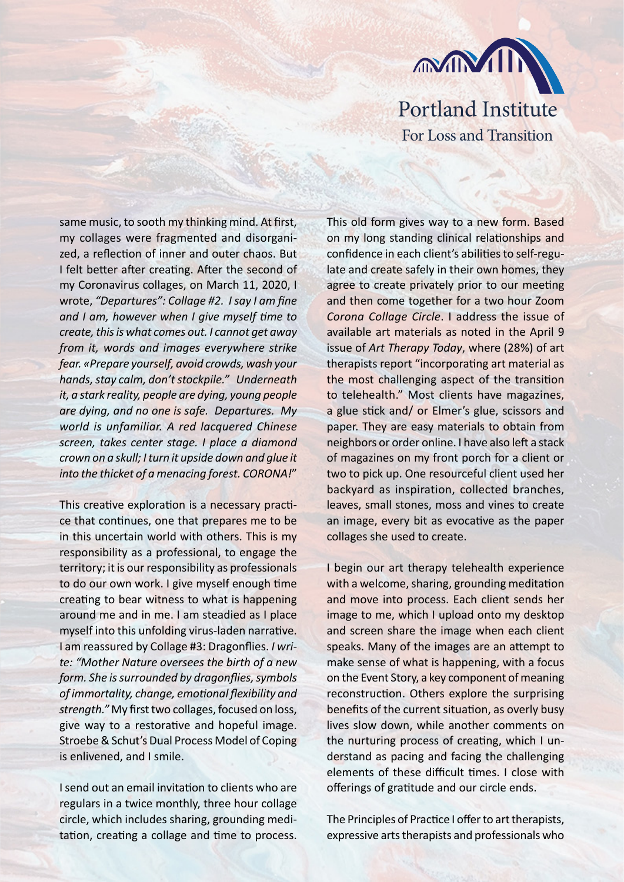same music, to sooth my thinking mind. At first, my collages were fragmented and disorganized, a reflection of inner and outer chaos. But I felt better after creating. After the second of my Coronavirus collages, on March 11, 2020, I wrote, *"Departures": Collage #2. I say I am fine and I am, however when I give myself time to create, this is what comes out. I cannot get away from it, words and images everywhere strike fear. «Prepare yourself, avoid crowds, wash your hands, stay calm, don't stockpile." Underneath it, a stark reality, people are dying, young people are dying, and no one is safe. Departures. My world is unfamiliar. A red lacquered Chinese screen, takes center stage. I place a diamond crown on a skull; I turn it upside down and glue it into the thicket of a menacing forest. CORONA!*"

This creative exploration is a necessary practice that continues, one that prepares me to be in this uncertain world with others. This is my responsibility as a professional, to engage the territory; it is our responsibility as professionals to do our own work. I give myself enough time creating to bear witness to what is happening around me and in me. I am steadied as I place myself into this unfolding virus-laden narrative. I am reassured by Collage #3: Dragonflies. *I write: "Mother Nature oversees the birth of a new form. She is surrounded by dragonflies, symbols of immortality, change, emotional flexibility and strength."* My first two collages, focused on loss, give way to a restorative and hopeful image. Stroebe & Schut's Dual Process Model of Coping is enlivened, and I smile.

I send out an email invitation to clients who are regulars in a twice monthly, three hour collage circle, which includes sharing, grounding meditation, creating a collage and time to process. This old form gives way to a new form. Based on my long standing clinical relationships and confidence in each client's abilities to self-regulate and create safely in their own homes, they agree to create privately prior to our meeting and then come together for a two hour Zoom *Corona Collage Circle*. I address the issue of available art materials as noted in the April 9 issue of *Art Therapy Today*, where (28%) of art therapists report "incorporating art material as the most challenging aspect of the transition to telehealth." Most clients have magazines, a glue stick and/ or Elmer's glue, scissors and paper. They are easy materials to obtain from neighbors or order online. I have also left a stack of magazines on my front porch for a client or two to pick up. One resourceful client used her backyard as inspiration, collected branches, leaves, small stones, moss and vines to create an image, every bit as evocative as the paper collages she used to create.

I begin our art therapy telehealth experience with a welcome, sharing, grounding meditation and move into process. Each client sends her image to me, which I upload onto my desktop and screen share the image when each client speaks. Many of the images are an attempt to make sense of what is happening, with a focus on the Event Story, a key component of meaning reconstruction. Others explore the surprising benefits of the current situation, as overly busy lives slow down, while another comments on the nurturing process of creating, which I understand as pacing and facing the challenging elements of these difficult times. I close with offerings of gratitude and our circle ends.

The Principles of Practice I offer to art therapists, expressive arts therapists and professionals who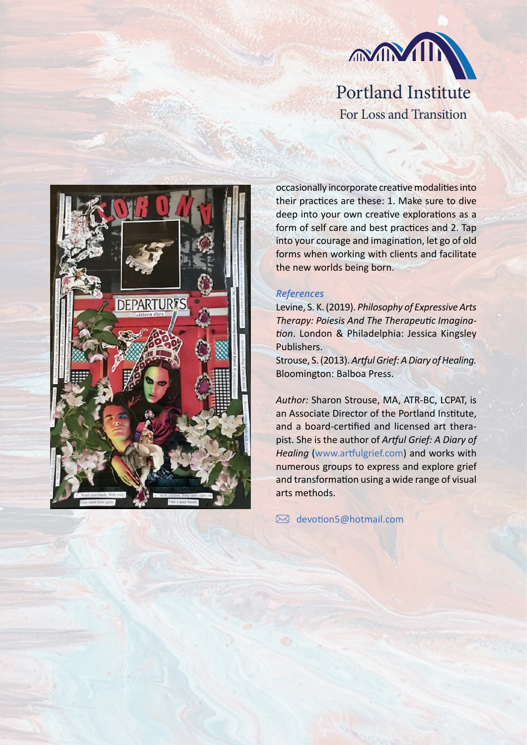occasionally incorporate creative modalities into their practices are these: 1. Make sure to dive deep into your own creative explorations as a form of self care and best practices and 2. Tap into your courage and imagination, let go of old forms when working with clients and facilitate the new worlds being born.

### *References*

Levine, S. K. (2019). *Philosophy of Expressive Arts Therapy: Poiesis And The Therapeutic Imagination*. London & Philadelphia: Jessica Kingsley Publishers.

Strouse, S. (2013). *Artful Grief: A Diary of Healing.* Bloomington: Balboa Press.

*Author:* Sharon Strouse, MA, ATR-BC, LCPAT, is an Associate Director of the Portland Institute, and a board-certified and licensed art therapist. She is the author of *Artful Grief: A Diary of Healing* (www.artfulgrief.com) and works with numerous groups to express and explore grief and transformation using a wide range of visual arts methods.

devotion5@hotmail.com